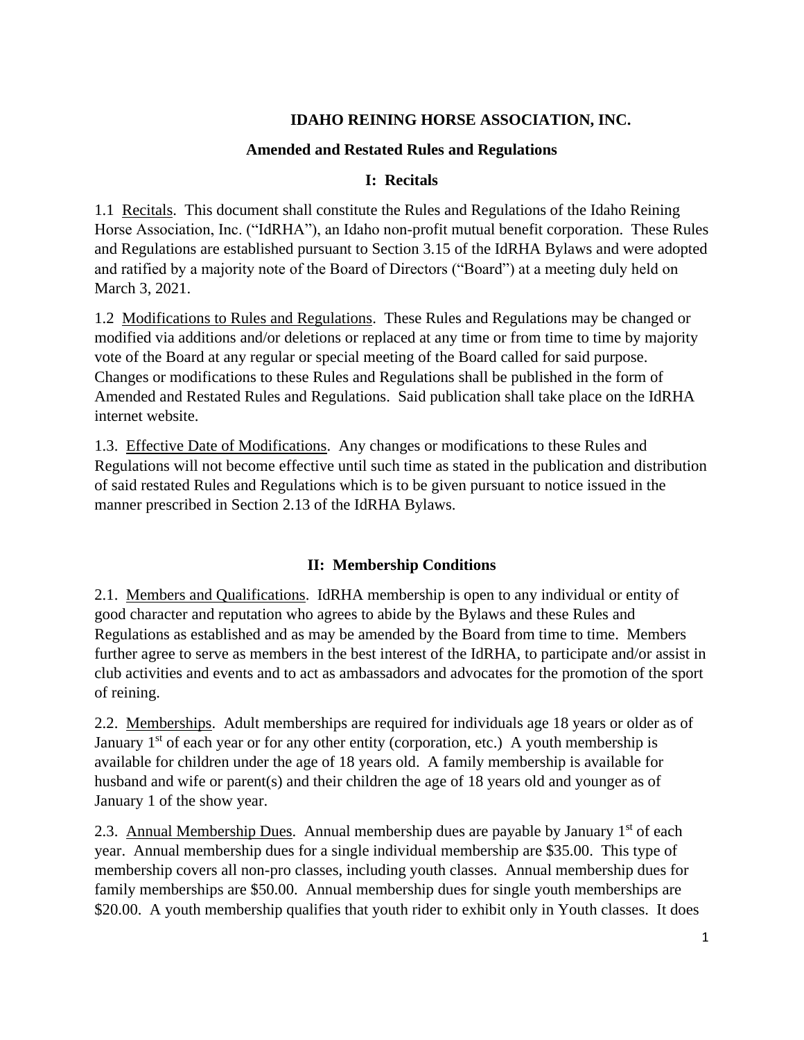# IDAHO REINING HORSE ASSOCIATION, INC.

## Amended and Restated Rules and Regulations

### I: Recitals

1.1 Recitals. This document shall constitute the Rules and Regulations of the Idaho Reining Horse Association, Inc. ("IdRHA"), an Idaho non-profit mutual benefit corporation. These Rules and Regulations are established pursuant to Section 3.15 of the IdRHA Bylaws and were adopted and ratified by a majority note of the Board of Directors ("Board") at a meeting duly held on March 3, 2021.

1.2 Modifications to Rules and Regulations. These Rules and Regulations may be changed or modified via additions and/or deletions or replaced at any time or from time to time by majority vote of the Board at any regular or special meeting of the Board called for said purpose. Changes or modifications to these Rules and Regulations shall be published in the form of Amended and Restated Rules and Regulations. Said publication shall take place on the IdRHA internet website.

1.3. Effective Date of Modifications. Any changes or modifications to these Rules and Regulations will not become effective until such time as stated in the publication and distribution of said restated Rules and Regulations which is to be given pursuant to notice issued in the manner prescribed in Section 2.13 of the IdRHA Bylaws.

### II: Membership Conditions

2.1. Members and Qualifications. IdRHA membership is open to any individual or entity of good character and reputation who agrees to abide by the Bylaws and these Rules and Regulations as established and as may be amended by the Board from time to time. Members further agree to serve as members in the best interest of the IdRHA, to participate and/or assist in club activities and events and to act as ambassadors and advocates for the promotion of the sport of reining.

2.2. Memberships. Adult memberships are required for individuals age 18 years or older as of January 1st of each year or for any other entity (corporation, etc.) A youth membership is available for children under the age of 18 years old. A family membership is available for husband and wife or parent(s) and their children the age of 18 years old and younger as of January 1 of the show year.

2.3. Annual Membership Dues. Annual membership dues are payable by January 1st of each year. Annual membership dues for a single individual membership are $35.00. This type of membership covers all non-pro classes, including youth classes. Annual membership dues for family memberships are $50.00. Annual membership dues for single youth memberships are $20.00. A youth membership qualifies that youth rider to exhibit only in Youth classes. It does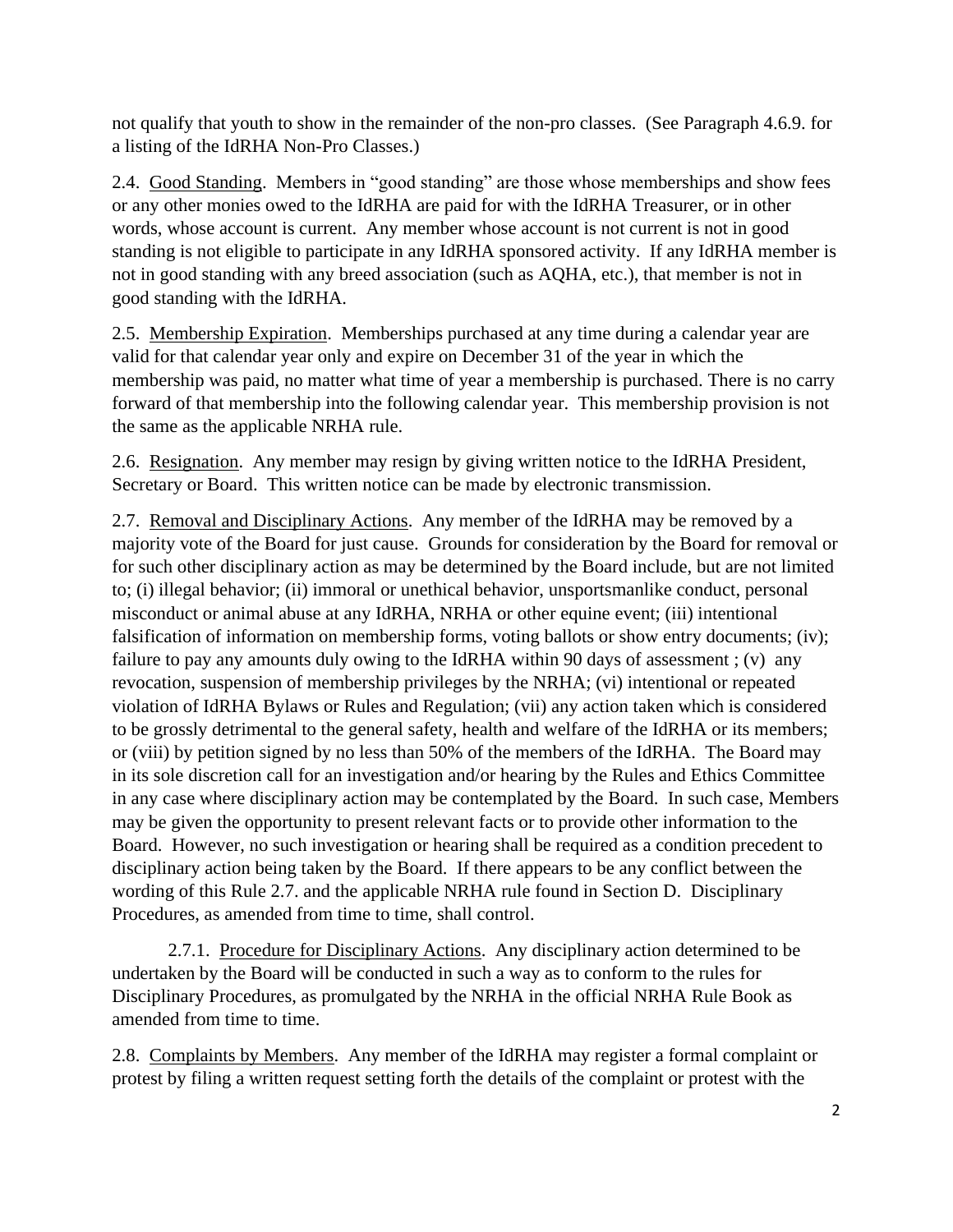not qualify that youth to show in the remainder of the non-pro classes. (See Paragraph 4.6.9. for a listing of the IdRHA Non-Pro Classes.)

2.4. <u>Good Standing</u>. Members in "good standing" are those whose memberships and show fees or any other monies owed to the IdRHA are paid for with the IdRHA Treasurer, or in other words, whose account is current. Any member whose account is not current is not in good standing is not eligible to participate in any IdRHA sponsored activity. If any IdRHA member is not in good standing with any breed association (such as AQHA, etc.), that member is not in good standing with the IdRHA.

2.5. <u>Membership Expiration</u>. Memberships purchased at any time during a calendar year are valid for that calendar year only and expire on December 31 of the year in which the membership was paid, no matter what time of year a membership is purchased. There is no carry forward of that membership into the following calendar year. This membership provision is not the same as the applicable NRHA rule.

2.6. <u>Resignation</u>. Any member may resign by giving written notice to the IdRHA President, Secretary or Board. This written notice can be made by electronic transmission.

2.7. <u>Removal and Disciplinary Actions</u>. Any member of the IdRHA may be removed by a majority vote of the Board for just cause. Grounds for consideration by the Board for removal or for such other disciplinary action as may be determined by the Board include, but are not limited to; (i) illegal behavior; (ii) immoral or unethical behavior, unsportsmanlike conduct, personal misconduct or animal abuse at any IdRHA, NRHA or other equine event; (iii) intentional falsification of information on membership forms, voting ballots or show entry documents; (iv); failure to pay any amounts duly owing to the IdRHA within 90 days of assessment ; (v) any revocation, suspension of membership privileges by the NRHA; (vi) intentional or repeated violation of IdRHA Bylaws or Rules and Regulation; (vii) any action taken which is considered to be grossly detrimental to the general safety, health and welfare of the IdRHA or its members; or (viii) by petition signed by no less than 50% of the members of the IdRHA. The Board may in its sole discretion call for an investigation and/or hearing by the Rules and Ethics Committee in any case where disciplinary action may be contemplated by the Board. In such case, Members may be given the opportunity to present relevant facts or to provide other information to the Board. However, no such investigation or hearing shall be required as a condition precedent to disciplinary action being taken by the Board. If there appears to be any conflict between the wording of this Rule 2.7. and the applicable NRHA rule found in Section D. Disciplinary Procedures, as amended from time to time, shall control.

2.7.1. <u>Procedure for Disciplinary Actions</u>. Any disciplinary action determined to be undertaken by the Board will be conducted in such a way as to conform to the rules for Disciplinary Procedures, as promulgated by the NRHA in the official NRHA Rule Book as amended from time to time.

2.8. <u>Complaints by Members</u>. Any member of the IdRHA may register a formal complaint or protest by filing a written request setting forth the details of the complaint or protest with the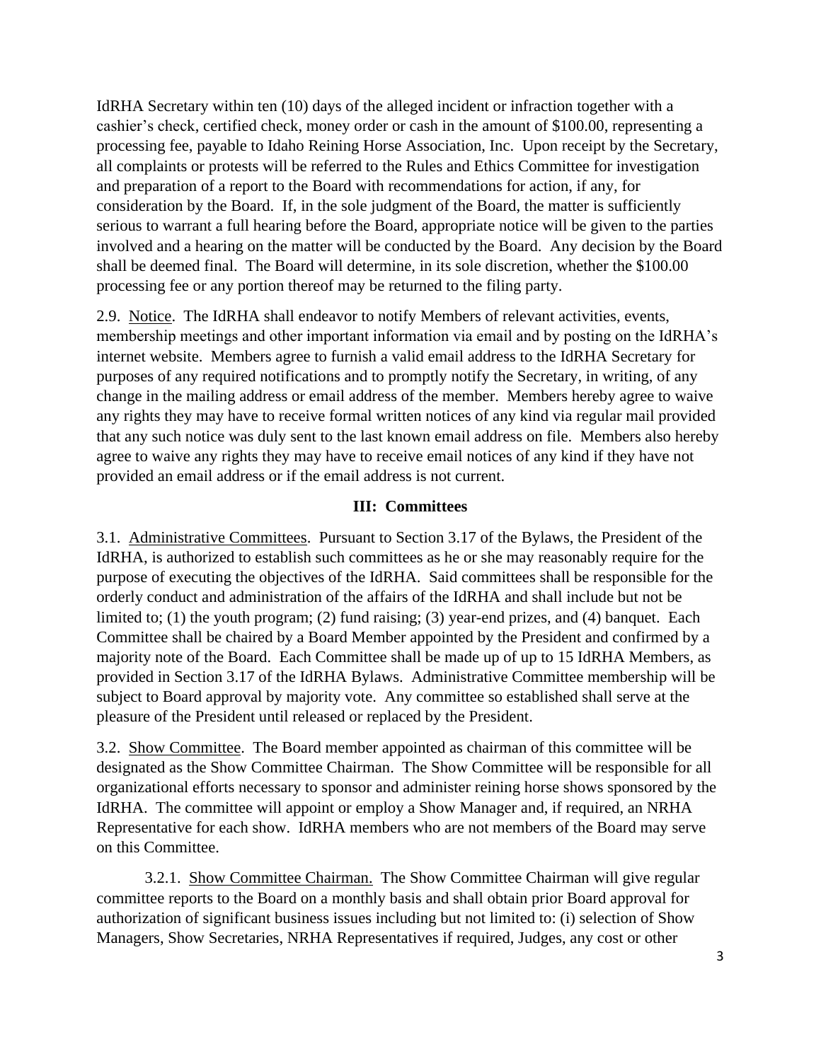IdRHA Secretary within ten (10) days of the alleged incident or infraction together with a cashier's check, certified check, money order or cash in the amount of $100.00, representing a processing fee, payable to Idaho Reining Horse Association, Inc. Upon receipt by the Secretary, all complaints or protests will be referred to the Rules and Ethics Committee for investigation and preparation of a report to the Board with recommendations for action, if any, for consideration by the Board. If, in the sole judgment of the Board, the matter is sufficiently serious to warrant a full hearing before the Board, appropriate notice will be given to the parties involved and a hearing on the matter will be conducted by the Board. Any decision by the Board shall be deemed final. The Board will determine, in its sole discretion, whether the $100.00 processing fee or any portion thereof may be returned to the filing party.

2.9. Notice. The IdRHA shall endeavor to notify Members of relevant activities, events, membership meetings and other important information via email and by posting on the IdRHA's internet website. Members agree to furnish a valid email address to the IdRHA Secretary for purposes of any required notifications and to promptly notify the Secretary, in writing, of any change in the mailing address or email address of the member. Members hereby agree to waive any rights they may have to receive formal written notices of any kind via regular mail provided that any such notice was duly sent to the last known email address on file. Members also hereby agree to waive any rights they may have to receive email notices of any kind if they have not provided an email address or if the email address is not current.

## III: Committees

3.1. Administrative Committees. Pursuant to Section 3.17 of the Bylaws, the President of the IdRHA, is authorized to establish such committees as he or she may reasonably require for the purpose of executing the objectives of the IdRHA. Said committees shall be responsible for the orderly conduct and administration of the affairs of the IdRHA and shall include but not be limited to; (1) the youth program; (2) fund raising; (3) year-end prizes, and (4) banquet. Each Committee shall be chaired by a Board Member appointed by the President and confirmed by a majority note of the Board. Each Committee shall be made up of up to 15 IdRHA Members, as provided in Section 3.17 of the IdRHA Bylaws. Administrative Committee membership will be subject to Board approval by majority vote. Any committee so established shall serve at the pleasure of the President until released or replaced by the President.

3.2. Show Committee. The Board member appointed as chairman of this committee will be designated as the Show Committee Chairman. The Show Committee will be responsible for all organizational efforts necessary to sponsor and administer reining horse shows sponsored by the IdRHA. The committee will appoint or employ a Show Manager and, if required, an NRHA Representative for each show. IdRHA members who are not members of the Board may serve on this Committee.

3.2.1. Show Committee Chairman. The Show Committee Chairman will give regular committee reports to the Board on a monthly basis and shall obtain prior Board approval for authorization of significant business issues including but not limited to: (i) selection of Show Managers, Show Secretaries, NRHA Representatives if required, Judges, any cost or other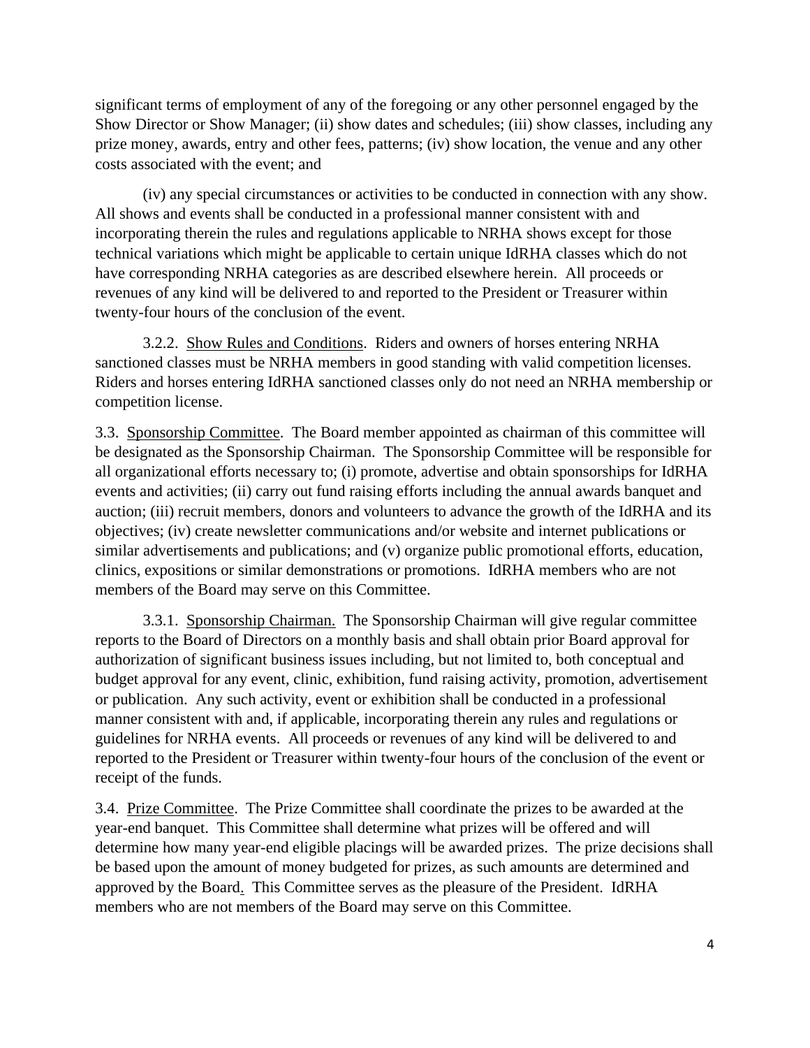significant terms of employment of any of the foregoing or any other personnel engaged by the Show Director or Show Manager; (ii) show dates and schedules; (iii) show classes, including any prize money, awards, entry and other fees, patterns; (iv) show location, the venue and any other costs associated with the event; and

(iv) any special circumstances or activities to be conducted in connection with any show. All shows and events shall be conducted in a professional manner consistent with and incorporating therein the rules and regulations applicable to NRHA shows except for those technical variations which might be applicable to certain unique IdRHA classes which do not have corresponding NRHA categories as are described elsewhere herein. All proceeds or revenues of any kind will be delivered to and reported to the President or Treasurer within twenty-four hours of the conclusion of the event.

3.2.2. Show Rules and Conditions. Riders and owners of horses entering NRHA sanctioned classes must be NRHA members in good standing with valid competition licenses. Riders and horses entering IdRHA sanctioned classes only do not need an NRHA membership or competition license.

3.3. Sponsorship Committee. The Board member appointed as chairman of this committee will be designated as the Sponsorship Chairman. The Sponsorship Committee will be responsible for all organizational efforts necessary to; (i) promote, advertise and obtain sponsorships for IdRHA events and activities; (ii) carry out fund raising efforts including the annual awards banquet and auction; (iii) recruit members, donors and volunteers to advance the growth of the IdRHA and its objectives; (iv) create newsletter communications and/or website and internet publications or similar advertisements and publications; and (v) organize public promotional efforts, education, clinics, expositions or similar demonstrations or promotions. IdRHA members who are not members of the Board may serve on this Committee.

3.3.1. Sponsorship Chairman. The Sponsorship Chairman will give regular committee reports to the Board of Directors on a monthly basis and shall obtain prior Board approval for authorization of significant business issues including, but not limited to, both conceptual and budget approval for any event, clinic, exhibition, fund raising activity, promotion, advertisement or publication. Any such activity, event or exhibition shall be conducted in a professional manner consistent with and, if applicable, incorporating therein any rules and regulations or guidelines for NRHA events. All proceeds or revenues of any kind will be delivered to and reported to the President or Treasurer within twenty-four hours of the conclusion of the event or receipt of the funds.

3.4. Prize Committee. The Prize Committee shall coordinate the prizes to be awarded at the year-end banquet. This Committee shall determine what prizes will be offered and will determine how many year-end eligible placings will be awarded prizes. The prize decisions shall be based upon the amount of money budgeted for prizes, as such amounts are determined and approved by the Board. This Committee serves as the pleasure of the President. IdRHA members who are not members of the Board may serve on this Committee.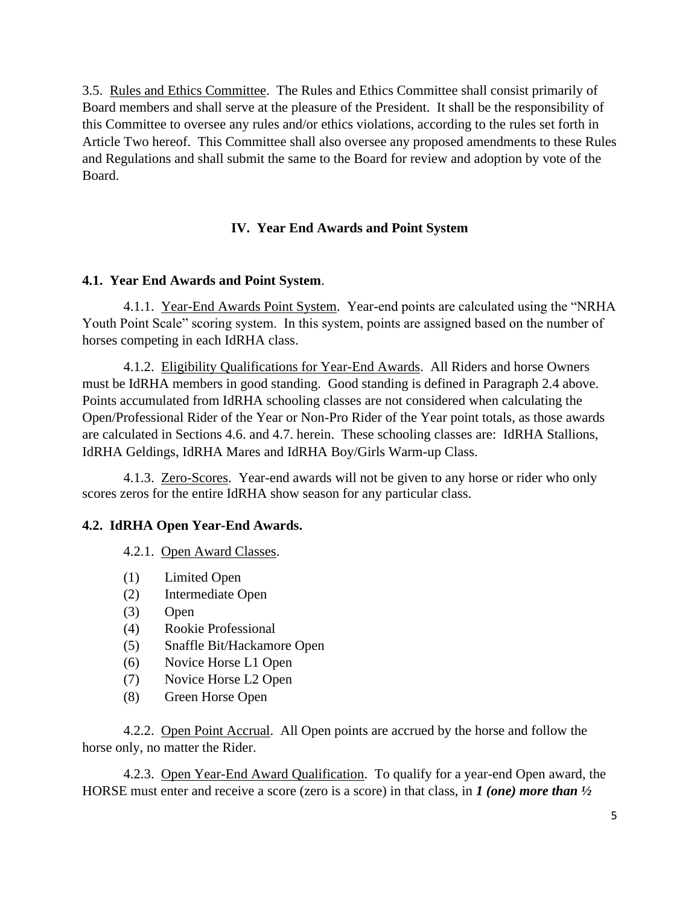3.5. <u>Rules and Ethics Committee</u>. The Rules and Ethics Committee shall consist primarily of Board members and shall serve at the pleasure of the President. It shall be the responsibility of this Committee to oversee any rules and/or ethics violations, according to the rules set forth in Article Two hereof. This Committee shall also oversee any proposed amendments to these Rules and Regulations and shall submit the same to the Board for review and adoption by vote of the Board.

## IV. Year End Awards and Point System

**4.1. Year End Awards and Point System**.

4.1.1. <u>Year-End Awards Point System</u>. Year-end points are calculated using the "NRHA Youth Point Scale" scoring system. In this system, points are assigned based on the number of horses competing in each IdRHA class.

4.1.2. <u>Eligibility Qualifications for Year-End Awards</u>. All Riders and horse Owners must be IdRHA members in good standing. Good standing is defined in Paragraph 2.4 above. Points accumulated from IdRHA schooling classes are not considered when calculating the Open/Professional Rider of the Year or Non-Pro Rider of the Year point totals, as those awards are calculated in Sections 4.6. and 4.7. herein. These schooling classes are: IdRHA Stallions, IdRHA Geldings, IdRHA Mares and IdRHA Boy/Girls Warm-up Class.

4.1.3. <u>Zero-Scores</u>. Year-end awards will not be given to any horse or rider who only scores zeros for the entire IdRHA show season for any particular class.

**4.2. IdRHA Open Year-End Awards.**

4.2.1. <u>Open Award Classes</u>.

(1) Limited Open
(2) Intermediate Open
(3) Open
(4) Rookie Professional
(5) Snaffle Bit/Hackamore Open
(6) Novice Horse L1 Open
(7) Novice Horse L2 Open
(8) Green Horse Open

4.2.2. <u>Open Point Accrual</u>. All Open points are accrued by the horse and follow the horse only, no matter the Rider.

4.2.3. <u>Open Year-End Award Qualification</u>. To qualify for a year-end Open award, the HORSE must enter and receive a score (zero is a score) in that class, in ***1 (one) more than ½***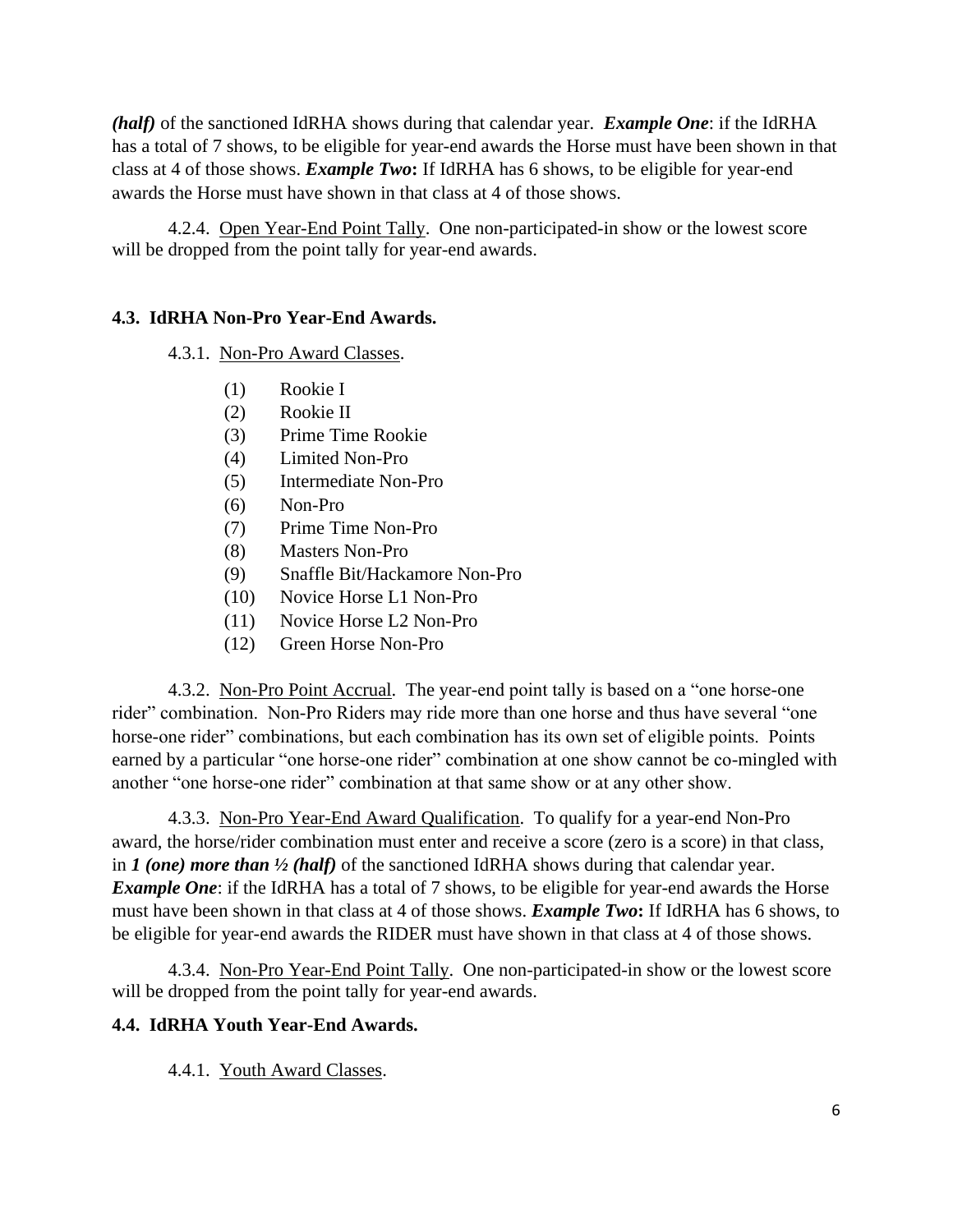***(half)*** of the sanctioned IdRHA shows during that calendar year. ***Example One***: if the IdRHA has a total of 7 shows, to be eligible for year-end awards the Horse must have been shown in that class at 4 of those shows. ***Example Two*:** If IdRHA has 6 shows, to be eligible for year-end awards the Horse must have shown in that class at 4 of those shows.

4.2.4. <u>Open Year-End Point Tally</u>. One non-participated-in show or the lowest score will be dropped from the point tally for year-end awards.

### 4.3. IdRHA Non-Pro Year-End Awards.

4.3.1. <u>Non-Pro Award Classes</u>.

(1) Rookie I
(2) Rookie II
(3) Prime Time Rookie
(4) Limited Non-Pro
(5) Intermediate Non-Pro
(6) Non-Pro
(7) Prime Time Non-Pro
(8) Masters Non-Pro
(9) Snaffle Bit/Hackamore Non-Pro
(10) Novice Horse L1 Non-Pro
(11) Novice Horse L2 Non-Pro
(12) Green Horse Non-Pro

4.3.2. <u>Non-Pro Point Accrual</u>. The year-end point tally is based on a "one horse-one rider" combination. Non-Pro Riders may ride more than one horse and thus have several "one horse-one rider" combinations, but each combination has its own set of eligible points. Points earned by a particular "one horse-one rider" combination at one show cannot be co-mingled with another "one horse-one rider" combination at that same show or at any other show.

4.3.3. <u>Non-Pro Year-End Award Qualification</u>. To qualify for a year-end Non-Pro award, the horse/rider combination must enter and receive a score (zero is a score) in that class, in ***1 (one) more than ½ (half)*** of the sanctioned IdRHA shows during that calendar year. ***Example One***: if the IdRHA has a total of 7 shows, to be eligible for year-end awards the Horse must have been shown in that class at 4 of those shows. ***Example Two*:** If IdRHA has 6 shows, to be eligible for year-end awards the RIDER must have shown in that class at 4 of those shows.

4.3.4. <u>Non-Pro Year-End Point Tally</u>. One non-participated-in show or the lowest score will be dropped from the point tally for year-end awards.

### 4.4. IdRHA Youth Year-End Awards.

4.4.1. <u>Youth Award Classes</u>.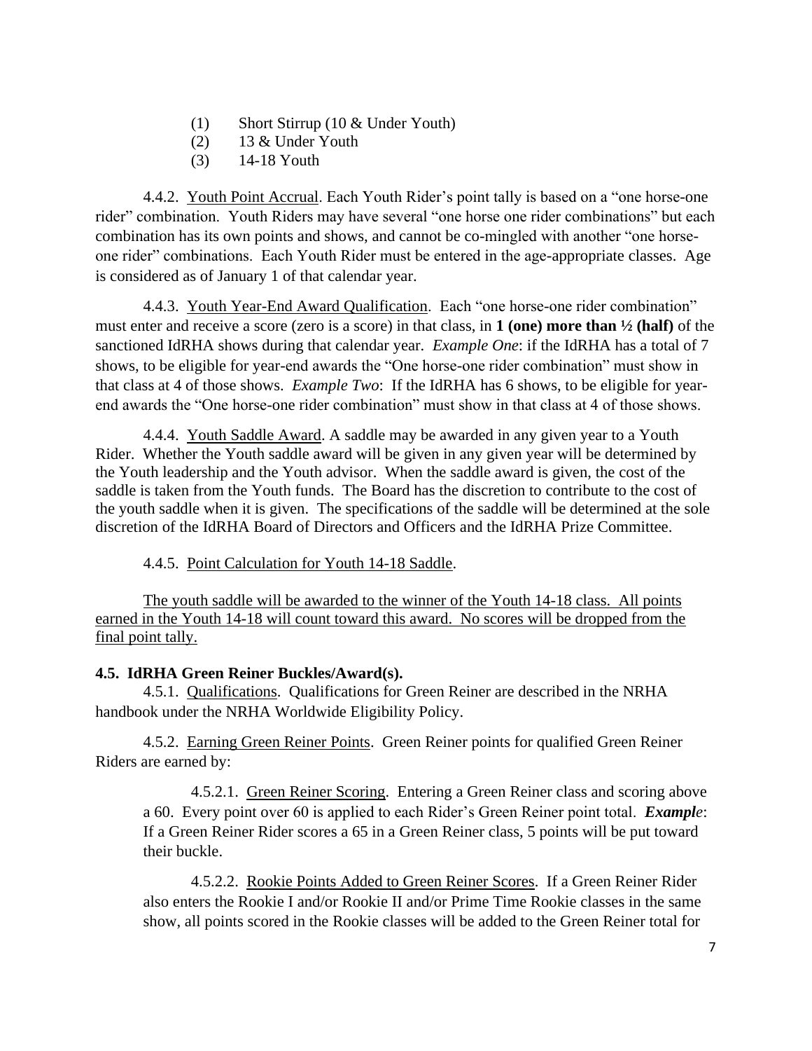(1) Short Stirrup (10 & Under Youth)
(2) 13 & Under Youth
(3) 14-18 Youth

4.4.2. Youth Point Accrual. Each Youth Rider's point tally is based on a "one horse-one rider" combination. Youth Riders may have several "one horse one rider combinations" but each combination has its own points and shows, and cannot be co-mingled with another "one horse-one rider" combinations. Each Youth Rider must be entered in the age-appropriate classes. Age is considered as of January 1 of that calendar year.

4.4.3. Youth Year-End Award Qualification. Each "one horse-one rider combination" must enter and receive a score (zero is a score) in that class, in **1 (one) more than ½ (half)** of the sanctioned IdRHA shows during that calendar year. *Example One*: if the IdRHA has a total of 7 shows, to be eligible for year-end awards the "One horse-one rider combination" must show in that class at 4 of those shows. *Example Two*: If the IdRHA has 6 shows, to be eligible for year-end awards the "One horse-one rider combination" must show in that class at 4 of those shows.

4.4.4. Youth Saddle Award. A saddle may be awarded in any given year to a Youth Rider. Whether the Youth saddle award will be given in any given year will be determined by the Youth leadership and the Youth advisor. When the saddle award is given, the cost of the saddle is taken from the Youth funds. The Board has the discretion to contribute to the cost of the youth saddle when it is given. The specifications of the saddle will be determined at the sole discretion of the IdRHA Board of Directors and Officers and the IdRHA Prize Committee.

4.4.5. Point Calculation for Youth 14-18 Saddle.

The youth saddle will be awarded to the winner of the Youth 14-18 class. All points earned in the Youth 14-18 will count toward this award. No scores will be dropped from the final point tally.

**4.5. IdRHA Green Reiner Buckles/Award(s).**

4.5.1. Qualifications. Qualifications for Green Reiner are described in the NRHA handbook under the NRHA Worldwide Eligibility Policy.

4.5.2. Earning Green Reiner Points. Green Reiner points for qualified Green Reiner Riders are earned by:

4.5.2.1. Green Reiner Scoring. Entering a Green Reiner class and scoring above a 60. Every point over 60 is applied to each Rider's Green Reiner point total. ***Example***: If a Green Reiner Rider scores a 65 in a Green Reiner class, 5 points will be put toward their buckle.

4.5.2.2. Rookie Points Added to Green Reiner Scores. If a Green Reiner Rider also enters the Rookie I and/or Rookie II and/or Prime Time Rookie classes in the same show, all points scored in the Rookie classes will be added to the Green Reiner total for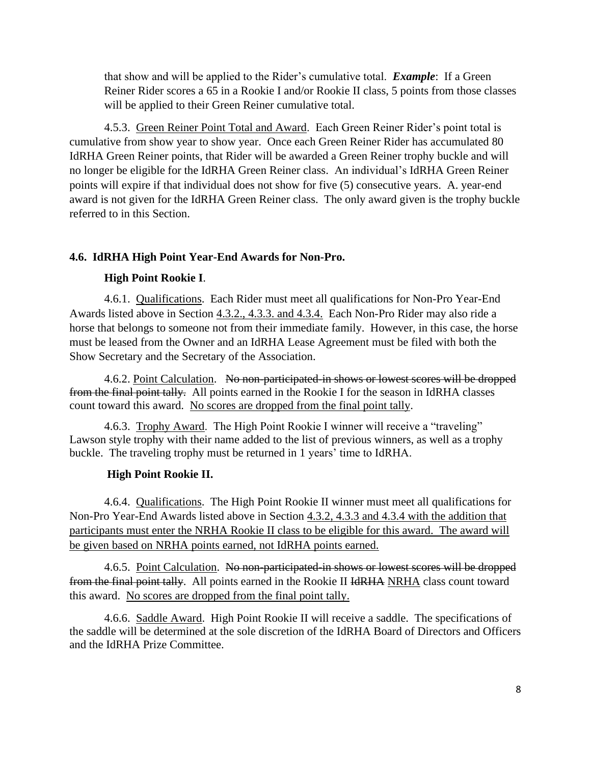that show and will be applied to the Rider's cumulative total. ***Example***: If a Green Reiner Rider scores a 65 in a Rookie I and/or Rookie II class, 5 points from those classes will be applied to their Green Reiner cumulative total.

4.5.3. <u>Green Reiner Point Total and Award</u>. Each Green Reiner Rider's point total is cumulative from show year to show year. Once each Green Reiner Rider has accumulated 80 IdRHA Green Reiner points, that Rider will be awarded a Green Reiner trophy buckle and will no longer be eligible for the IdRHA Green Reiner class. An individual's IdRHA Green Reiner points will expire if that individual does not show for five (5) consecutive years. A. year-end award is not given for the IdRHA Green Reiner class. The only award given is the trophy buckle referred to in this Section.

### 4.6. IdRHA High Point Year-End Awards for Non-Pro.

**High Point Rookie I**.

4.6.1. <u>Qualifications</u>. Each Rider must meet all qualifications for Non-Pro Year-End Awards listed above in Section <u>4.3.2., 4.3.3. and 4.3.4.</u> Each Non-Pro Rider may also ride a horse that belongs to someone not from their immediate family. However, in this case, the horse must be leased from the Owner and an IdRHA Lease Agreement must be filed with both the Show Secretary and the Secretary of the Association.

4.6.2. <u>Point Calculation</u>. ~~No non-participated-in shows or lowest scores will be dropped from the final point tally.~~ All points earned in the Rookie I for the season in IdRHA classes count toward this award. <u>No scores are dropped from the final point tally</u>.

4.6.3. <u>Trophy Award</u>. The High Point Rookie I winner will receive a "traveling" Lawson style trophy with their name added to the list of previous winners, as well as a trophy buckle. The traveling trophy must be returned in 1 years' time to IdRHA.

**High Point Rookie II.**

4.6.4. <u>Qualifications</u>. The High Point Rookie II winner must meet all qualifications for Non-Pro Year-End Awards listed above in Section <u>4.3.2, 4.3.3 and 4.3.4 with the addition that participants must enter the NRHA Rookie II class to be eligible for this award. The award will be given based on NRHA points earned, not IdRHA points earned.</u>

4.6.5. <u>Point Calculation</u>. ~~No non-participated-in shows or lowest scores will be dropped from the final point tally~~. All points earned in the Rookie II ~~IdRHA~~ <u>NRHA</u> class count toward this award. <u>No scores are dropped from the final point tally.</u>

4.6.6. <u>Saddle Award</u>. High Point Rookie II will receive a saddle. The specifications of the saddle will be determined at the sole discretion of the IdRHA Board of Directors and Officers and the IdRHA Prize Committee.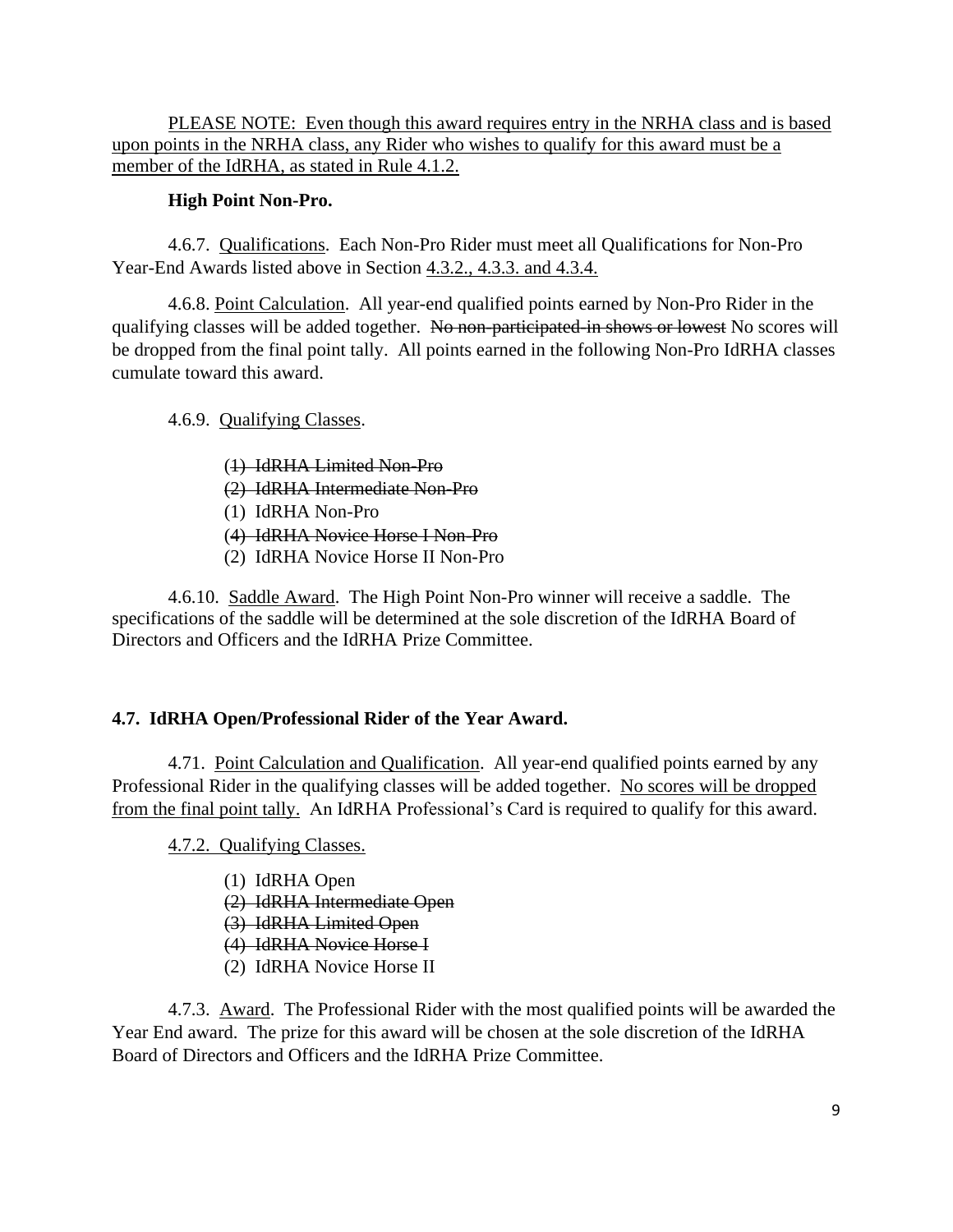PLEASE NOTE: Even though this award requires entry in the NRHA class and is based upon points in the NRHA class, any Rider who wishes to qualify for this award must be a member of the IdRHA, as stated in Rule 4.1.2.

**High Point Non-Pro.**

4.6.7. Qualifications. Each Non-Pro Rider must meet all Qualifications for Non-Pro Year-End Awards listed above in Section 4.3.2., 4.3.3. and 4.3.4.

4.6.8. Point Calculation. All year-end qualified points earned by Non-Pro Rider in the qualifying classes will be added together. ~~No non-participated-in shows or lowest~~ No scores will be dropped from the final point tally. All points earned in the following Non-Pro IdRHA classes cumulate toward this award.

4.6.9. Qualifying Classes.

~~(1) IdRHA Limited Non-Pro~~
~~(2) IdRHA Intermediate Non-Pro~~
(1) IdRHA Non-Pro
~~(4) IdRHA Novice Horse I Non-Pro~~
(2) IdRHA Novice Horse II Non-Pro

4.6.10. Saddle Award. The High Point Non-Pro winner will receive a saddle. The specifications of the saddle will be determined at the sole discretion of the IdRHA Board of Directors and Officers and the IdRHA Prize Committee.

## 4.7. IdRHA Open/Professional Rider of the Year Award.

4.71. Point Calculation and Qualification. All year-end qualified points earned by any Professional Rider in the qualifying classes will be added together. No scores will be dropped from the final point tally. An IdRHA Professional's Card is required to qualify for this award.

4.7.2. Qualifying Classes.

(1) IdRHA Open
~~(2) IdRHA Intermediate Open~~
~~(3) IdRHA Limited Open~~
~~(4) IdRHA Novice Horse I~~
(2) IdRHA Novice Horse II

4.7.3. Award. The Professional Rider with the most qualified points will be awarded the Year End award. The prize for this award will be chosen at the sole discretion of the IdRHA Board of Directors and Officers and the IdRHA Prize Committee.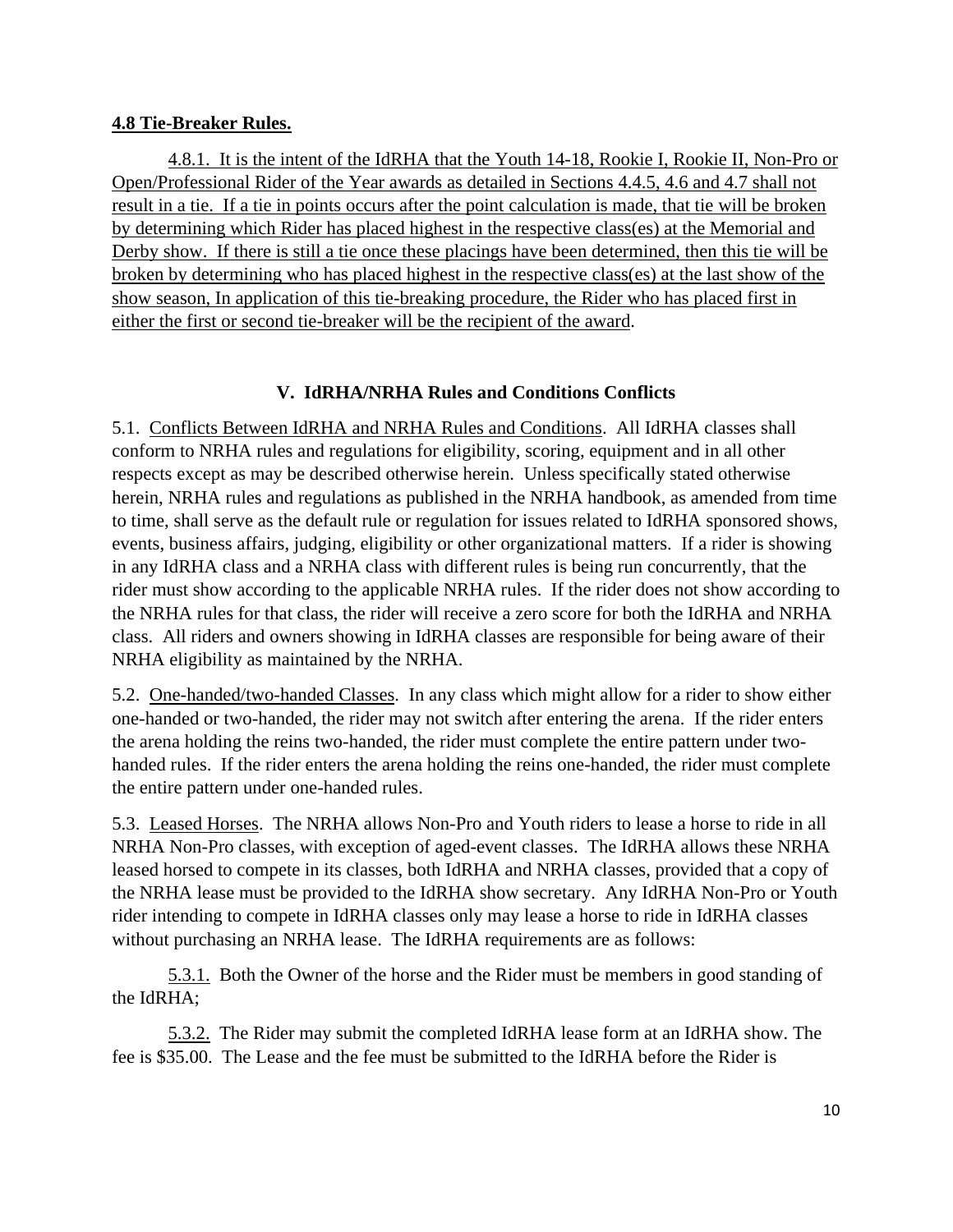**4.8 Tie-Breaker Rules.**

4.8.1. It is the intent of the IdRHA that the Youth 14-18, Rookie I, Rookie II, Non-Pro or Open/Professional Rider of the Year awards as detailed in Sections 4.4.5, 4.6 and 4.7 shall not result in a tie. If a tie in points occurs after the point calculation is made, that tie will be broken by determining which Rider has placed highest in the respective class(es) at the Memorial and Derby show. If there is still a tie once these placings have been determined, then this tie will be broken by determining who has placed highest in the respective class(es) at the last show of the show season, In application of this tie-breaking procedure, the Rider who has placed first in either the first or second tie-breaker will be the recipient of the award.

## V. IdRHA/NRHA Rules and Conditions Conflicts

5.1. Conflicts Between IdRHA and NRHA Rules and Conditions. All IdRHA classes shall conform to NRHA rules and regulations for eligibility, scoring, equipment and in all other respects except as may be described otherwise herein. Unless specifically stated otherwise herein, NRHA rules and regulations as published in the NRHA handbook, as amended from time to time, shall serve as the default rule or regulation for issues related to IdRHA sponsored shows, events, business affairs, judging, eligibility or other organizational matters. If a rider is showing in any IdRHA class and a NRHA class with different rules is being run concurrently, that the rider must show according to the applicable NRHA rules. If the rider does not show according to the NRHA rules for that class, the rider will receive a zero score for both the IdRHA and NRHA class. All riders and owners showing in IdRHA classes are responsible for being aware of their NRHA eligibility as maintained by the NRHA.

5.2. One-handed/two-handed Classes. In any class which might allow for a rider to show either one-handed or two-handed, the rider may not switch after entering the arena. If the rider enters the arena holding the reins two-handed, the rider must complete the entire pattern under two-handed rules. If the rider enters the arena holding the reins one-handed, the rider must complete the entire pattern under one-handed rules.

5.3. Leased Horses. The NRHA allows Non-Pro and Youth riders to lease a horse to ride in all NRHA Non-Pro classes, with exception of aged-event classes. The IdRHA allows these NRHA leased horsed to compete in its classes, both IdRHA and NRHA classes, provided that a copy of the NRHA lease must be provided to the IdRHA show secretary. Any IdRHA Non-Pro or Youth rider intending to compete in IdRHA classes only may lease a horse to ride in IdRHA classes without purchasing an NRHA lease. The IdRHA requirements are as follows:

5.3.1. Both the Owner of the horse and the Rider must be members in good standing of the IdRHA;

5.3.2. The Rider may submit the completed IdRHA lease form at an IdRHA show. The fee is $35.00. The Lease and the fee must be submitted to the IdRHA before the Rider is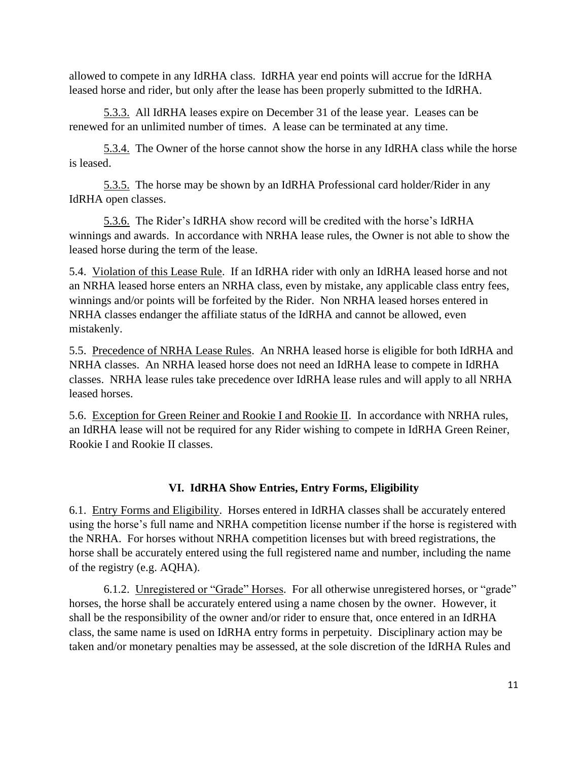allowed to compete in any IdRHA class. IdRHA year end points will accrue for the IdRHA leased horse and rider, but only after the lease has been properly submitted to the IdRHA.

5.3.3. All IdRHA leases expire on December 31 of the lease year. Leases can be renewed for an unlimited number of times. A lease can be terminated at any time.

5.3.4. The Owner of the horse cannot show the horse in any IdRHA class while the horse is leased.

5.3.5. The horse may be shown by an IdRHA Professional card holder/Rider in any IdRHA open classes.

5.3.6. The Rider's IdRHA show record will be credited with the horse's IdRHA winnings and awards. In accordance with NRHA lease rules, the Owner is not able to show the leased horse during the term of the lease.

5.4. Violation of this Lease Rule. If an IdRHA rider with only an IdRHA leased horse and not an NRHA leased horse enters an NRHA class, even by mistake, any applicable class entry fees, winnings and/or points will be forfeited by the Rider. Non NRHA leased horses entered in NRHA classes endanger the affiliate status of the IdRHA and cannot be allowed, even mistakenly.

5.5. Precedence of NRHA Lease Rules. An NRHA leased horse is eligible for both IdRHA and NRHA classes. An NRHA leased horse does not need an IdRHA lease to compete in IdRHA classes. NRHA lease rules take precedence over IdRHA lease rules and will apply to all NRHA leased horses.

5.6. Exception for Green Reiner and Rookie I and Rookie II. In accordance with NRHA rules, an IdRHA lease will not be required for any Rider wishing to compete in IdRHA Green Reiner, Rookie I and Rookie II classes.

## VI. IdRHA Show Entries, Entry Forms, Eligibility

6.1. Entry Forms and Eligibility. Horses entered in IdRHA classes shall be accurately entered using the horse's full name and NRHA competition license number if the horse is registered with the NRHA. For horses without NRHA competition licenses but with breed registrations, the horse shall be accurately entered using the full registered name and number, including the name of the registry (e.g. AQHA).

6.1.2. Unregistered or "Grade" Horses. For all otherwise unregistered horses, or "grade" horses, the horse shall be accurately entered using a name chosen by the owner. However, it shall be the responsibility of the owner and/or rider to ensure that, once entered in an IdRHA class, the same name is used on IdRHA entry forms in perpetuity. Disciplinary action may be taken and/or monetary penalties may be assessed, at the sole discretion of the IdRHA Rules and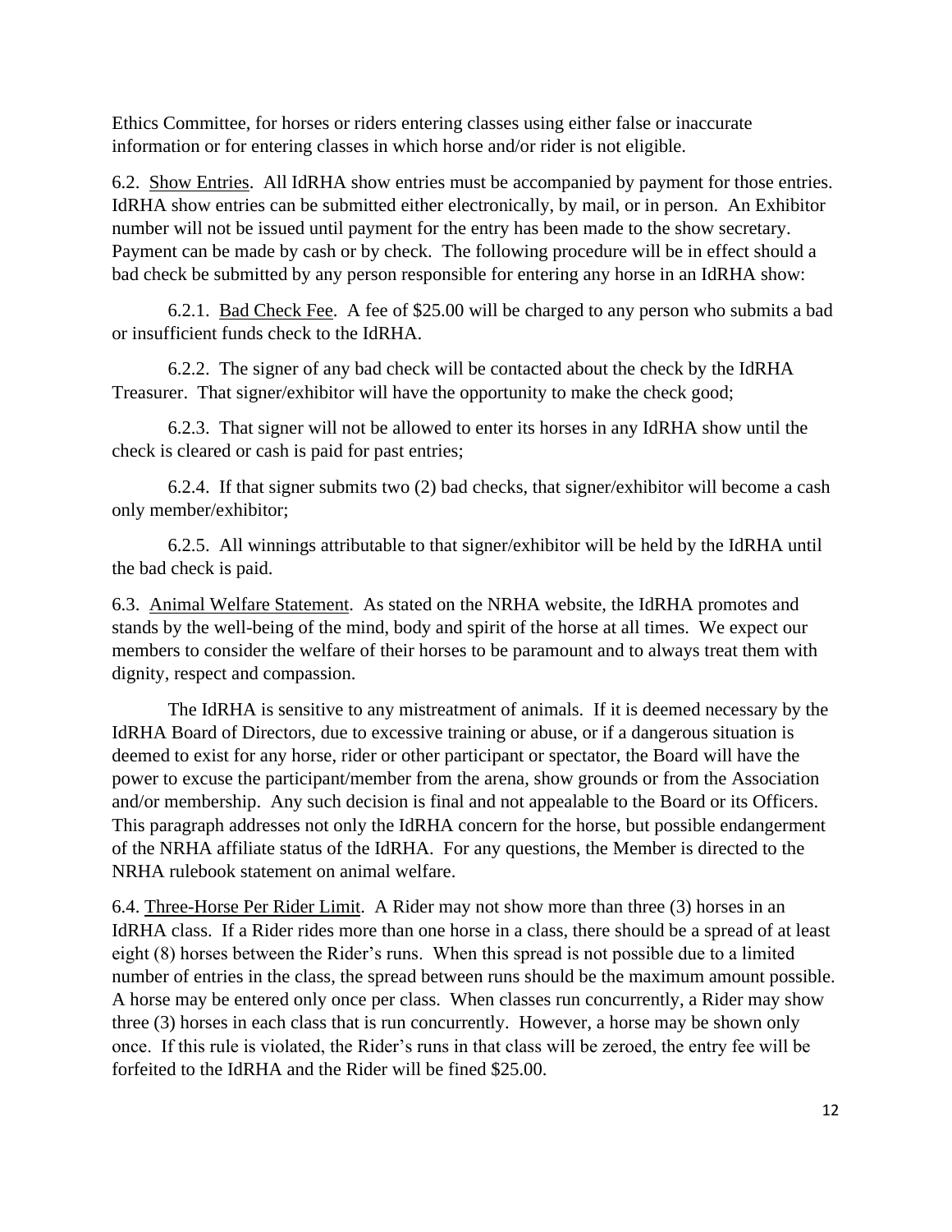Ethics Committee, for horses or riders entering classes using either false or inaccurate information or for entering classes in which horse and/or rider is not eligible.

6.2. Show Entries. All IdRHA show entries must be accompanied by payment for those entries. IdRHA show entries can be submitted either electronically, by mail, or in person. An Exhibitor number will not be issued until payment for the entry has been made to the show secretary. Payment can be made by cash or by check. The following procedure will be in effect should a bad check be submitted by any person responsible for entering any horse in an IdRHA show:

6.2.1. Bad Check Fee. A fee of $25.00 will be charged to any person who submits a bad or insufficient funds check to the IdRHA.

6.2.2. The signer of any bad check will be contacted about the check by the IdRHA Treasurer. That signer/exhibitor will have the opportunity to make the check good;

6.2.3. That signer will not be allowed to enter its horses in any IdRHA show until the check is cleared or cash is paid for past entries;

6.2.4. If that signer submits two (2) bad checks, that signer/exhibitor will become a cash only member/exhibitor;

6.2.5. All winnings attributable to that signer/exhibitor will be held by the IdRHA until the bad check is paid.

6.3. Animal Welfare Statement. As stated on the NRHA website, the IdRHA promotes and stands by the well-being of the mind, body and spirit of the horse at all times. We expect our members to consider the welfare of their horses to be paramount and to always treat them with dignity, respect and compassion.

The IdRHA is sensitive to any mistreatment of animals. If it is deemed necessary by the IdRHA Board of Directors, due to excessive training or abuse, or if a dangerous situation is deemed to exist for any horse, rider or other participant or spectator, the Board will have the power to excuse the participant/member from the arena, show grounds or from the Association and/or membership. Any such decision is final and not appealable to the Board or its Officers. This paragraph addresses not only the IdRHA concern for the horse, but possible endangerment of the NRHA affiliate status of the IdRHA. For any questions, the Member is directed to the NRHA rulebook statement on animal welfare.

6.4. Three-Horse Per Rider Limit. A Rider may not show more than three (3) horses in an IdRHA class. If a Rider rides more than one horse in a class, there should be a spread of at least eight (8) horses between the Rider's runs. When this spread is not possible due to a limited number of entries in the class, the spread between runs should be the maximum amount possible. A horse may be entered only once per class. When classes run concurrently, a Rider may show three (3) horses in each class that is run concurrently. However, a horse may be shown only once. If this rule is violated, the Rider's runs in that class will be zeroed, the entry fee will be forfeited to the IdRHA and the Rider will be fined $25.00.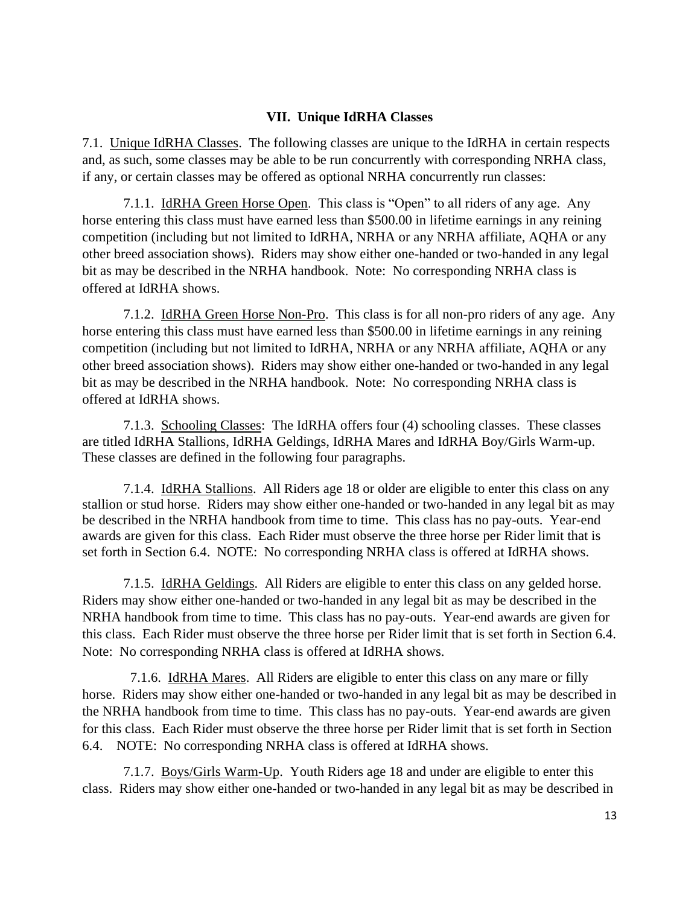## VII. Unique IdRHA Classes

7.1. Unique IdRHA Classes. The following classes are unique to the IdRHA in certain respects and, as such, some classes may be able to be run concurrently with corresponding NRHA class, if any, or certain classes may be offered as optional NRHA concurrently run classes:

7.1.1. IdRHA Green Horse Open. This class is "Open" to all riders of any age. Any horse entering this class must have earned less than $500.00 in lifetime earnings in any reining competition (including but not limited to IdRHA, NRHA or any NRHA affiliate, AQHA or any other breed association shows). Riders may show either one-handed or two-handed in any legal bit as may be described in the NRHA handbook. Note: No corresponding NRHA class is offered at IdRHA shows.

7.1.2. IdRHA Green Horse Non-Pro. This class is for all non-pro riders of any age. Any horse entering this class must have earned less than $500.00 in lifetime earnings in any reining competition (including but not limited to IdRHA, NRHA or any NRHA affiliate, AQHA or any other breed association shows). Riders may show either one-handed or two-handed in any legal bit as may be described in the NRHA handbook. Note: No corresponding NRHA class is offered at IdRHA shows.

7.1.3. Schooling Classes: The IdRHA offers four (4) schooling classes. These classes are titled IdRHA Stallions, IdRHA Geldings, IdRHA Mares and IdRHA Boy/Girls Warm-up. These classes are defined in the following four paragraphs.

7.1.4. IdRHA Stallions. All Riders age 18 or older are eligible to enter this class on any stallion or stud horse. Riders may show either one-handed or two-handed in any legal bit as may be described in the NRHA handbook from time to time. This class has no pay-outs. Year-end awards are given for this class. Each Rider must observe the three horse per Rider limit that is set forth in Section 6.4. NOTE: No corresponding NRHA class is offered at IdRHA shows.

7.1.5. IdRHA Geldings. All Riders are eligible to enter this class on any gelded horse. Riders may show either one-handed or two-handed in any legal bit as may be described in the NRHA handbook from time to time. This class has no pay-outs. Year-end awards are given for this class. Each Rider must observe the three horse per Rider limit that is set forth in Section 6.4. Note: No corresponding NRHA class is offered at IdRHA shows.

7.1.6. IdRHA Mares. All Riders are eligible to enter this class on any mare or filly horse. Riders may show either one-handed or two-handed in any legal bit as may be described in the NRHA handbook from time to time. This class has no pay-outs. Year-end awards are given for this class. Each Rider must observe the three horse per Rider limit that is set forth in Section 6.4. NOTE: No corresponding NRHA class is offered at IdRHA shows.

7.1.7. Boys/Girls Warm-Up. Youth Riders age 18 and under are eligible to enter this class. Riders may show either one-handed or two-handed in any legal bit as may be described in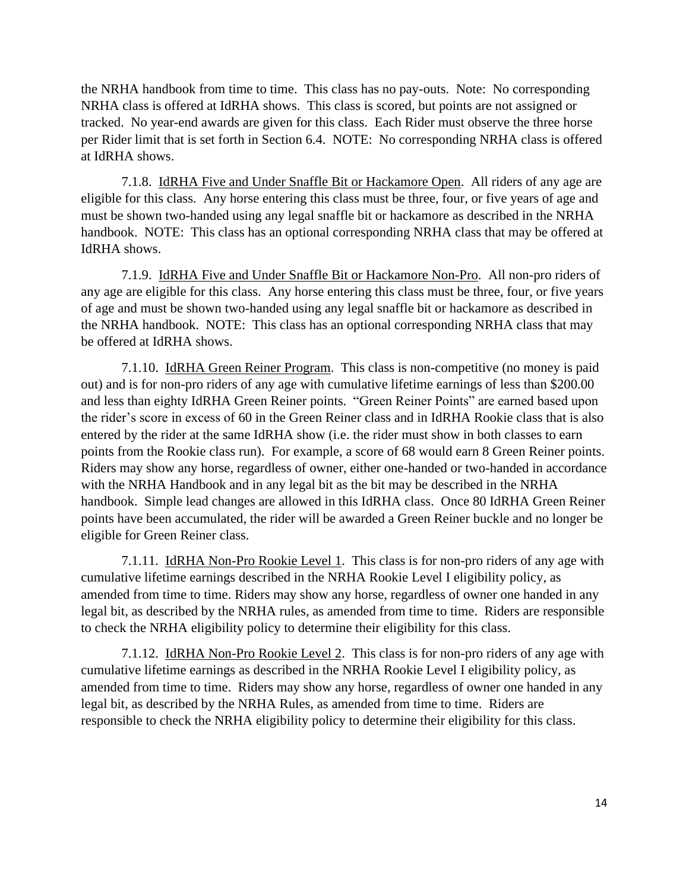the NRHA handbook from time to time. This class has no pay-outs. Note: No corresponding NRHA class is offered at IdRHA shows. This class is scored, but points are not assigned or tracked. No year-end awards are given for this class. Each Rider must observe the three horse per Rider limit that is set forth in Section 6.4. NOTE: No corresponding NRHA class is offered at IdRHA shows.

7.1.8. <u>IdRHA Five and Under Snaffle Bit or Hackamore Open</u>. All riders of any age are eligible for this class. Any horse entering this class must be three, four, or five years of age and must be shown two-handed using any legal snaffle bit or hackamore as described in the NRHA handbook. NOTE: This class has an optional corresponding NRHA class that may be offered at IdRHA shows.

7.1.9. <u>IdRHA Five and Under Snaffle Bit or Hackamore Non-Pro</u>. All non-pro riders of any age are eligible for this class. Any horse entering this class must be three, four, or five years of age and must be shown two-handed using any legal snaffle bit or hackamore as described in the NRHA handbook. NOTE: This class has an optional corresponding NRHA class that may be offered at IdRHA shows.

7.1.10. <u>IdRHA Green Reiner Program</u>. This class is non-competitive (no money is paid out) and is for non-pro riders of any age with cumulative lifetime earnings of less than $200.00 and less than eighty IdRHA Green Reiner points. "Green Reiner Points" are earned based upon the rider's score in excess of 60 in the Green Reiner class and in IdRHA Rookie class that is also entered by the rider at the same IdRHA show (i.e. the rider must show in both classes to earn points from the Rookie class run). For example, a score of 68 would earn 8 Green Reiner points. Riders may show any horse, regardless of owner, either one-handed or two-handed in accordance with the NRHA Handbook and in any legal bit as the bit may be described in the NRHA handbook. Simple lead changes are allowed in this IdRHA class. Once 80 IdRHA Green Reiner points have been accumulated, the rider will be awarded a Green Reiner buckle and no longer be eligible for Green Reiner class.

7.1.11. <u>IdRHA Non-Pro Rookie Level 1</u>. This class is for non-pro riders of any age with cumulative lifetime earnings described in the NRHA Rookie Level I eligibility policy, as amended from time to time. Riders may show any horse, regardless of owner one handed in any legal bit, as described by the NRHA rules, as amended from time to time. Riders are responsible to check the NRHA eligibility policy to determine their eligibility for this class.

7.1.12. <u>IdRHA Non-Pro Rookie Level 2</u>. This class is for non-pro riders of any age with cumulative lifetime earnings as described in the NRHA Rookie Level I eligibility policy, as amended from time to time. Riders may show any horse, regardless of owner one handed in any legal bit, as described by the NRHA Rules, as amended from time to time. Riders are responsible to check the NRHA eligibility policy to determine their eligibility for this class.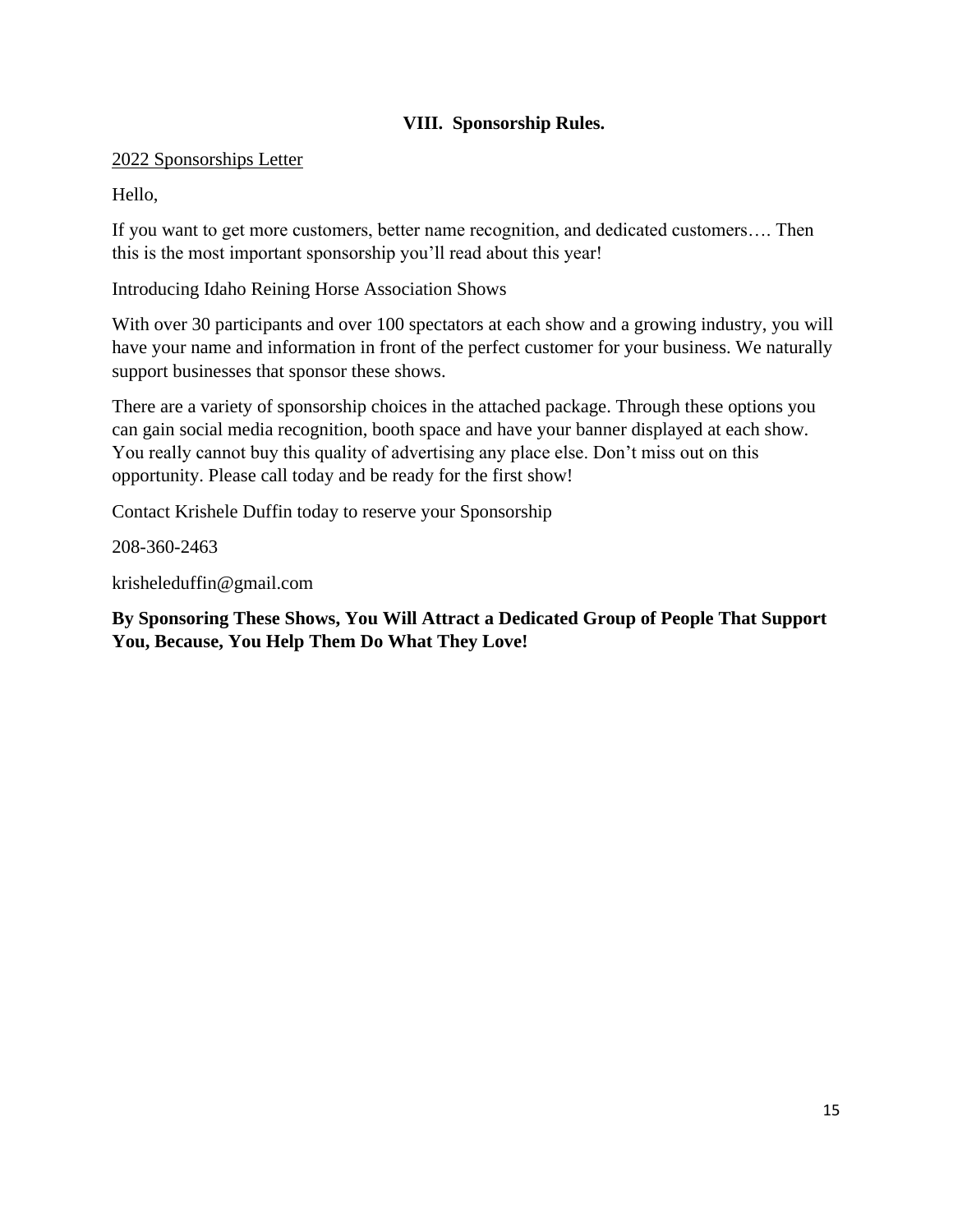## VIII. Sponsorship Rules.

2022 Sponsorships Letter

Hello,

If you want to get more customers, better name recognition, and dedicated customers…. Then this is the most important sponsorship you'll read about this year!

Introducing Idaho Reining Horse Association Shows

With over 30 participants and over 100 spectators at each show and a growing industry, you will have your name and information in front of the perfect customer for your business. We naturally support businesses that sponsor these shows.

There are a variety of sponsorship choices in the attached package. Through these options you can gain social media recognition, booth space and have your banner displayed at each show. You really cannot buy this quality of advertising any place else. Don't miss out on this opportunity. Please call today and be ready for the first show!

Contact Krishele Duffin today to reserve your Sponsorship

208-360-2463

krisheleduffin@gmail.com

**By Sponsoring These Shows, You Will Attract a Dedicated Group of People That Support You, Because, You Help Them Do What They Love!**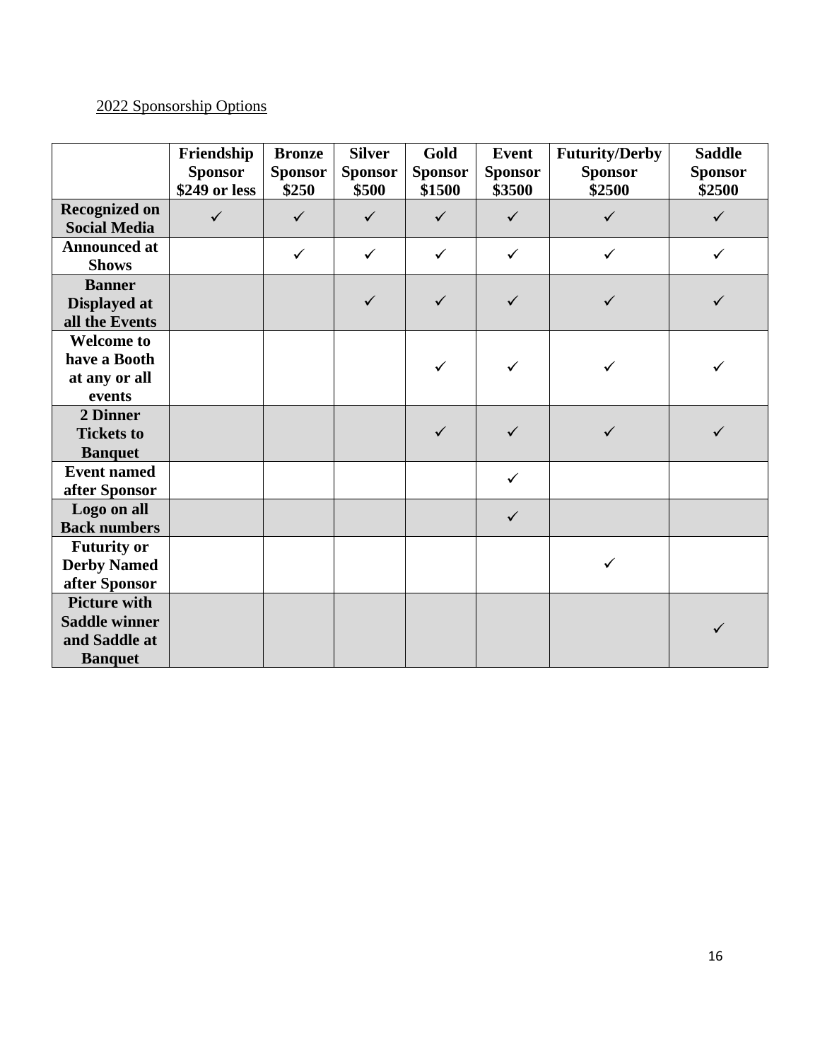2022 Sponsorship Options

| | Friendship Sponsor $249 or less | Bronze Sponsor $250 | Silver Sponsor $500 | Gold Sponsor $1500 | Event Sponsor $3500 | Futurity/Derby Sponsor $2500 | Saddle Sponsor $2500 |
|---|---|---|---|---|---|---|---|
| **Recognized on Social Media** | ✓ | ✓ | ✓ | ✓ | ✓ | ✓ | ✓ |
| **Announced at Shows** | | ✓ | ✓ | ✓ | ✓ | ✓ | ✓ |
| **Banner Displayed at all the Events** | | | ✓ | ✓ | ✓ | ✓ | ✓ |
| **Welcome to have a Booth at any or all events** | | | | ✓ | ✓ | ✓ | ✓ |
| **2 Dinner Tickets to Banquet** | | | | ✓ | ✓ | ✓ | ✓ |
| **Event named after Sponsor** | | | | | ✓ | | |
| **Logo on all Back numbers** | | | | | ✓ | | |
| **Futurity or Derby Named after Sponsor** | | | | | | ✓ | |
| **Picture with Saddle winner and Saddle at Banquet** | | | | | | | ✓ |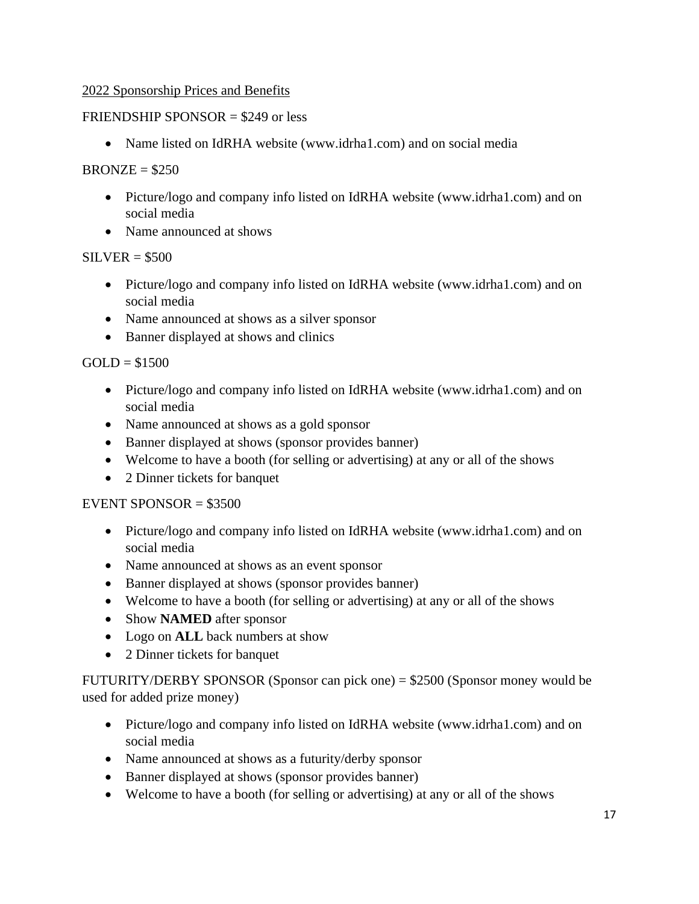2022 Sponsorship Prices and Benefits

FRIENDSHIP SPONSOR = $249 or less

- Name listed on IdRHA website (www.idrha1.com) and on social media

BRONZE = $250

- Picture/logo and company info listed on IdRHA website (www.idrha1.com) and on social media
- Name announced at shows

SILVER = $500

- Picture/logo and company info listed on IdRHA website (www.idrha1.com) and on social media
- Name announced at shows as a silver sponsor
- Banner displayed at shows and clinics

GOLD = $1500

- Picture/logo and company info listed on IdRHA website (www.idrha1.com) and on social media
- Name announced at shows as a gold sponsor
- Banner displayed at shows (sponsor provides banner)
- Welcome to have a booth (for selling or advertising) at any or all of the shows
- 2 Dinner tickets for banquet

EVENT SPONSOR = $3500

- Picture/logo and company info listed on IdRHA website (www.idrha1.com) and on social media
- Name announced at shows as an event sponsor
- Banner displayed at shows (sponsor provides banner)
- Welcome to have a booth (for selling or advertising) at any or all of the shows
- Show **NAMED** after sponsor
- Logo on **ALL** back numbers at show
- 2 Dinner tickets for banquet

FUTURITY/DERBY SPONSOR (Sponsor can pick one) = $2500 (Sponsor money would be used for added prize money)

- Picture/logo and company info listed on IdRHA website (www.idrha1.com) and on social media
- Name announced at shows as a futurity/derby sponsor
- Banner displayed at shows (sponsor provides banner)
- Welcome to have a booth (for selling or advertising) at any or all of the shows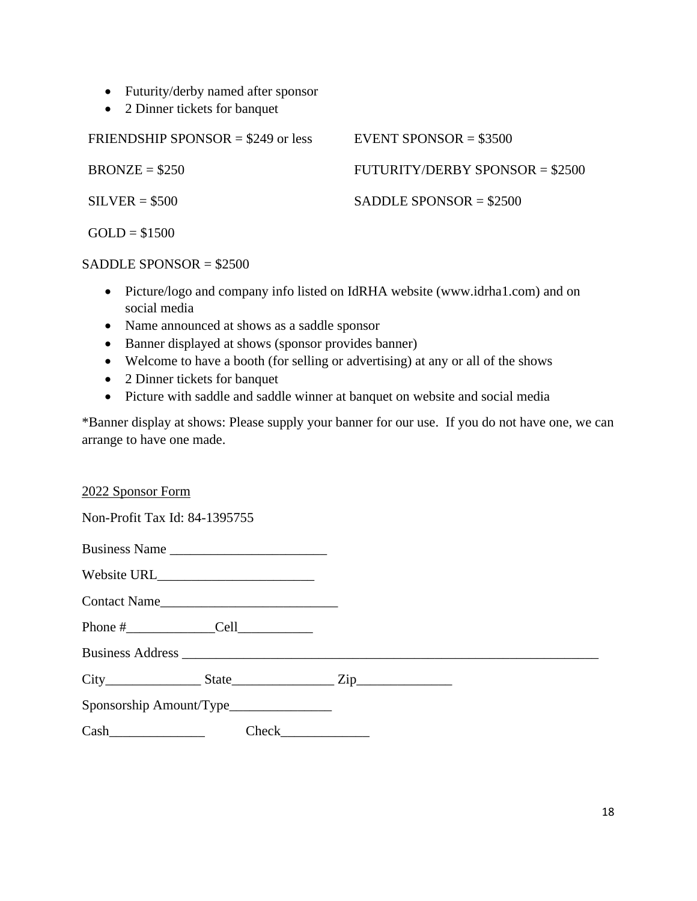- Futurity/derby named after sponsor
- 2 Dinner tickets for banquet

FRIENDSHIP SPONSOR = $249 or less

BRONZE = $250

SILVER = $500

GOLD = $1500

EVENT SPONSOR = $3500

FUTURITY/DERBY SPONSOR = $2500

SADDLE SPONSOR = $2500

SADDLE SPONSOR = $2500

- Picture/logo and company info listed on IdRHA website (www.idrha1.com) and on social media
- Name announced at shows as a saddle sponsor
- Banner displayed at shows (sponsor provides banner)
- Welcome to have a booth (for selling or advertising) at any or all of the shows
- 2 Dinner tickets for banquet
- Picture with saddle and saddle winner at banquet on website and social media

*Banner display at shows: Please supply your banner for our use. If you do not have one, we can arrange to have one made.

<u>2022 Sponsor Form</u>

Non-Profit Tax Id: 84-1395755

Business Name _______________________

Website URL_______________________

Contact Name__________________________

Phone #_____________Cell___________

Business Address ______________________________________________________________

City______________ State_______________ Zip______________

Sponsorship Amount/Type_______________

Cash______________ Check_____________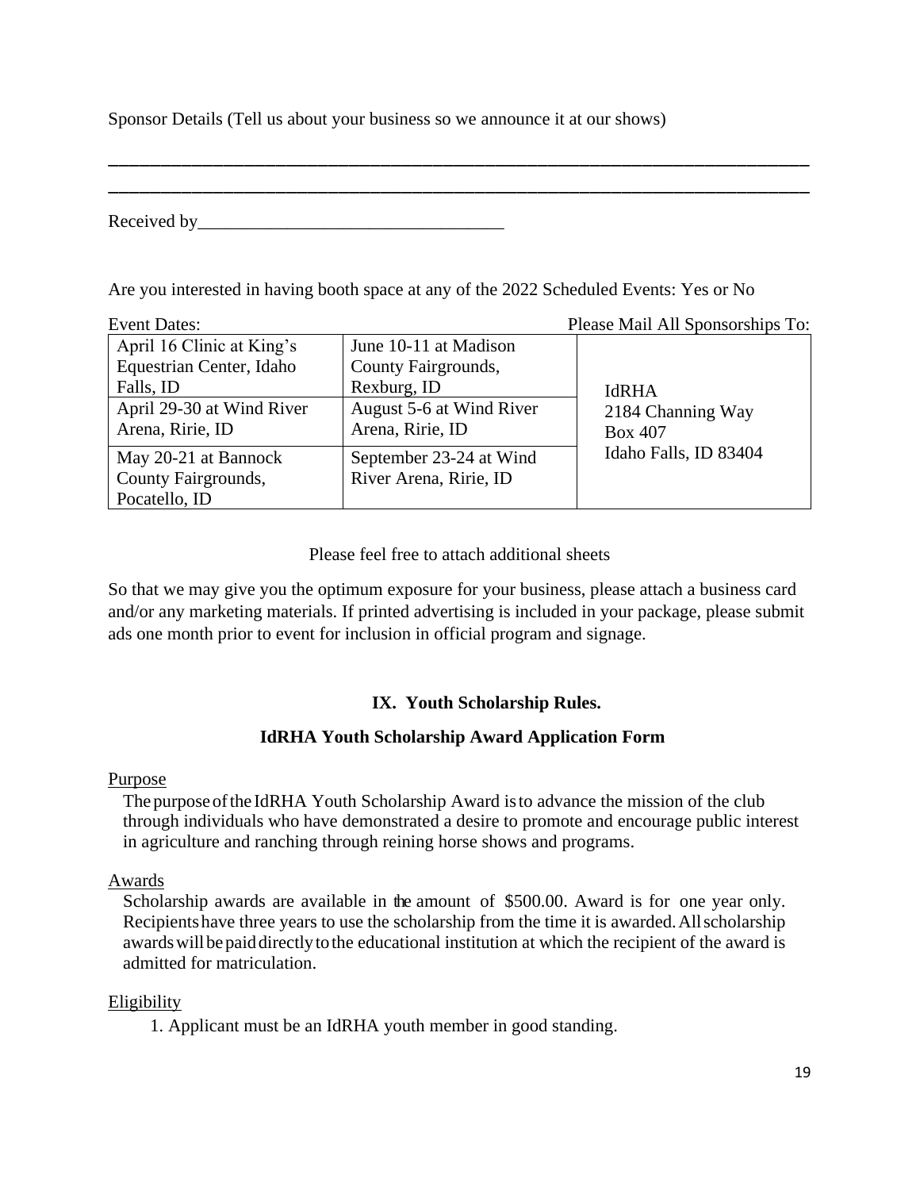Sponsor Details (Tell us about your business so we announce it at our shows)

______________________________________________________________________________

______________________________________________________________________________

Received by__________________________________

Are you interested in having booth space at any of the 2022 Scheduled Events: Yes or No

Event Dates: Please Mail All Sponsorships To:

| | | |
|---|---|---|
| April 16 Clinic at King's Equestrian Center, Idaho Falls, ID | June 10-11 at Madison County Fairgrounds, Rexburg, ID | IdRHA<br>2184 Channing Way<br>Box 407<br>Idaho Falls, ID 83404 |
| April 29-30 at Wind River Arena, Ririe, ID | August 5-6 at Wind River Arena, Ririe, ID | |
| May 20-21 at Bannock County Fairgrounds, Pocatello, ID | September 23-24 at Wind River Arena, Ririe, ID | |

Please feel free to attach additional sheets

So that we may give you the optimum exposure for your business, please attach a business card and/or any marketing materials. If printed advertising is included in your package, please submit ads one month prior to event for inclusion in official program and signage.

## IX. Youth Scholarship Rules.

### IdRHA Youth Scholarship Award Application Form

Purpose

The purpose of the IdRHA Youth Scholarship Award is to advance the mission of the club through individuals who have demonstrated a desire to promote and encourage public interest in agriculture and ranching through reining horse shows and programs.

Awards

Scholarship awards are available in the amount of $500.00. Award is for one year only. Recipients have three years to use the scholarship from the time it is awarded. All scholarship awards will be paid directly to the educational institution at which the recipient of the award is admitted for matriculation.

Eligibility

1. Applicant must be an IdRHA youth member in good standing.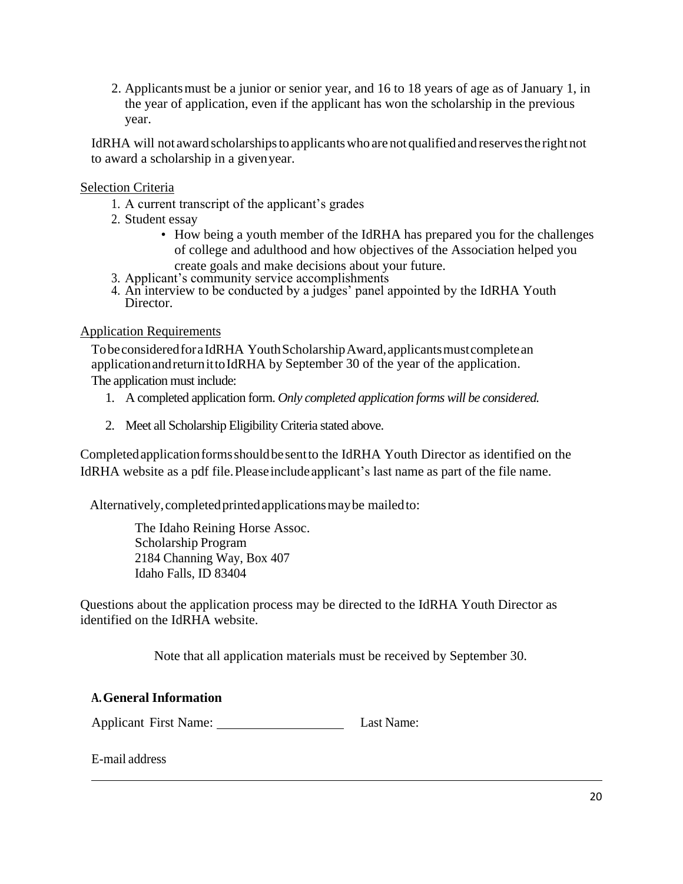2. Applicants must be a junior or senior year, and 16 to 18 years of age as of January 1, in the year of application, even if the applicant has won the scholarship in the previous year.

IdRHA will not award scholarships to applicants who are not qualified and reserves the right not to award a scholarship in a given year.

Selection Criteria

1. A current transcript of the applicant's grades
2. Student essay
    - How being a youth member of the IdRHA has prepared you for the challenges of college and adulthood and how objectives of the Association helped you create goals and make decisions about your future.
3. Applicant's community service accomplishments
4. An interview to be conducted by a judges' panel appointed by the IdRHA Youth Director.

Application Requirements

To be considered for a IdRHA Youth Scholarship Award, applicants must complete an application and return it to IdRHA by September 30 of the year of the application.
The application must include:

1. A completed application form. *Only completed application forms will be considered.*
2. Meet all Scholarship Eligibility Criteria stated above.

Completed application forms should be sent to the IdRHA Youth Director as identified on the IdRHA website as a pdf file. Please include applicant's last name as part of the file name.

Alternatively, completed printed applications may be mailed to:

The Idaho Reining Horse Assoc.
Scholarship Program
2184 Channing Way, Box 407
Idaho Falls, ID 83404

Questions about the application process may be directed to the IdRHA Youth Director as identified on the IdRHA website.

Note that all application materials must be received by September 30.

**A. General Information**

Applicant First Name: ____________________ Last Name:

E-mail address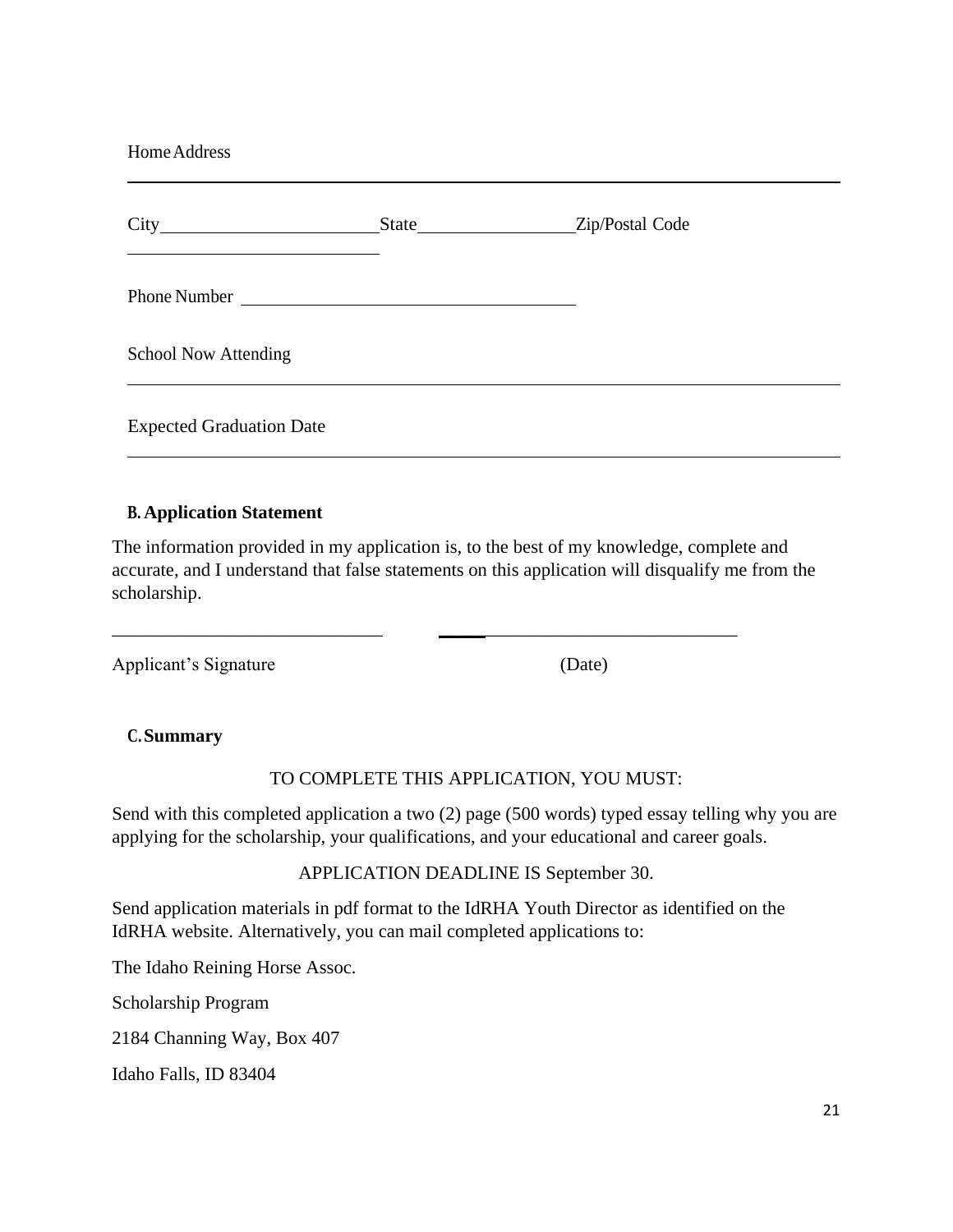Home Address

______________________________________________________________________

City ________________________ State ________________ Zip/Postal Code ________________________

Phone Number ______________________________________

School Now Attending

______________________________________________________________________

Expected Graduation Date

______________________________________________________________________

**B. Application Statement**

The information provided in my application is, to the best of my knowledge, complete and accurate, and I understand that false statements on this application will disqualify me from the scholarship.

_____________________________ _____________________________

Applicant's Signature (Date)

**C. Summary**

TO COMPLETE THIS APPLICATION, YOU MUST:

Send with this completed application a two (2) page (500 words) typed essay telling why you are applying for the scholarship, your qualifications, and your educational and career goals.

APPLICATION DEADLINE IS September 30.

Send application materials in pdf format to the IdRHA Youth Director as identified on the IdRHA website. Alternatively, you can mail completed applications to:

The Idaho Reining Horse Assoc.

Scholarship Program

2184 Channing Way, Box 407

Idaho Falls, ID 83404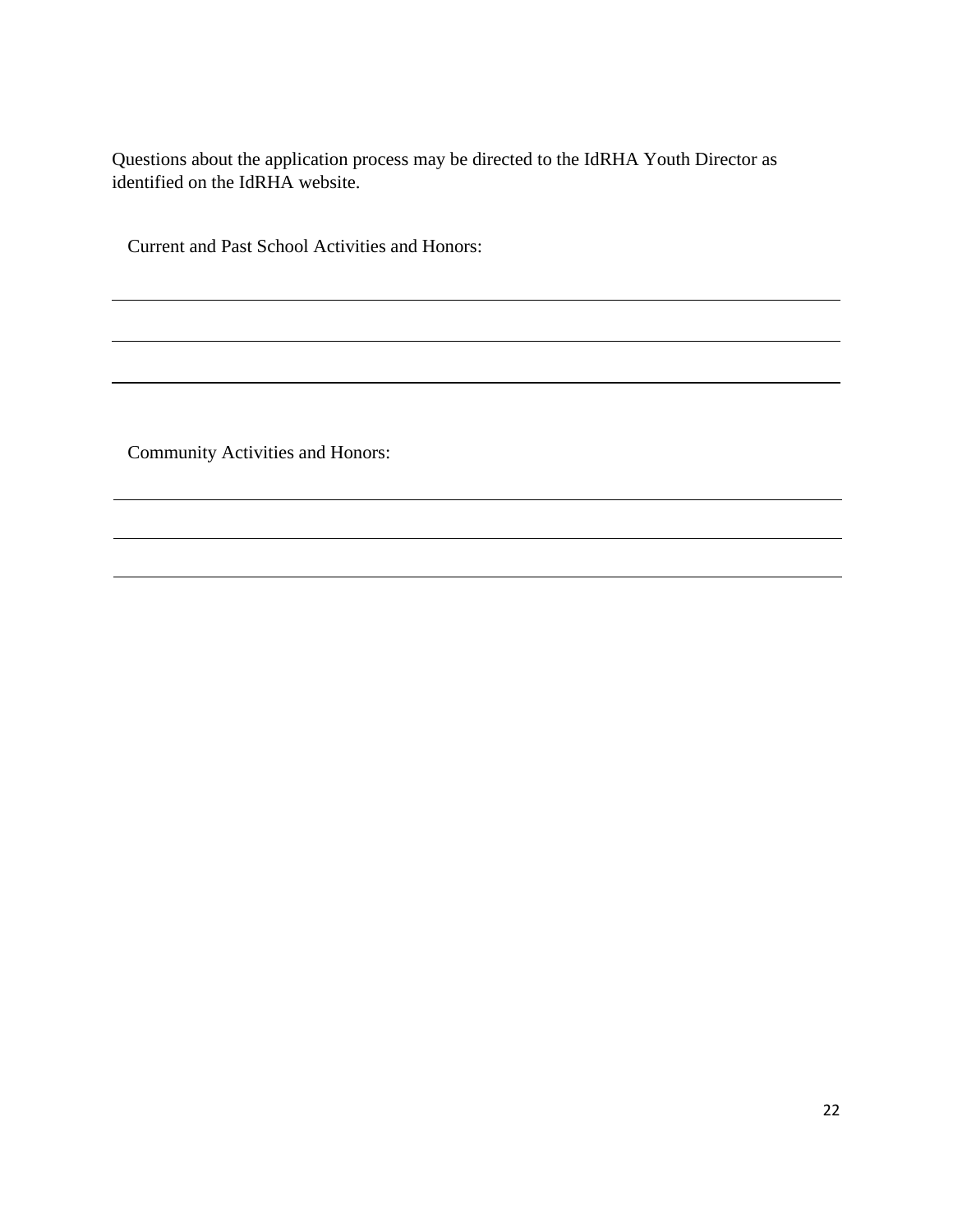Questions about the application process may be directed to the IdRHA Youth Director as identified on the IdRHA website.

Current and Past School Activities and Honors:

___________________________________________________________________________

___________________________________________________________________________

___________________________________________________________________________

Community Activities and Honors:

___________________________________________________________________________

___________________________________________________________________________

___________________________________________________________________________